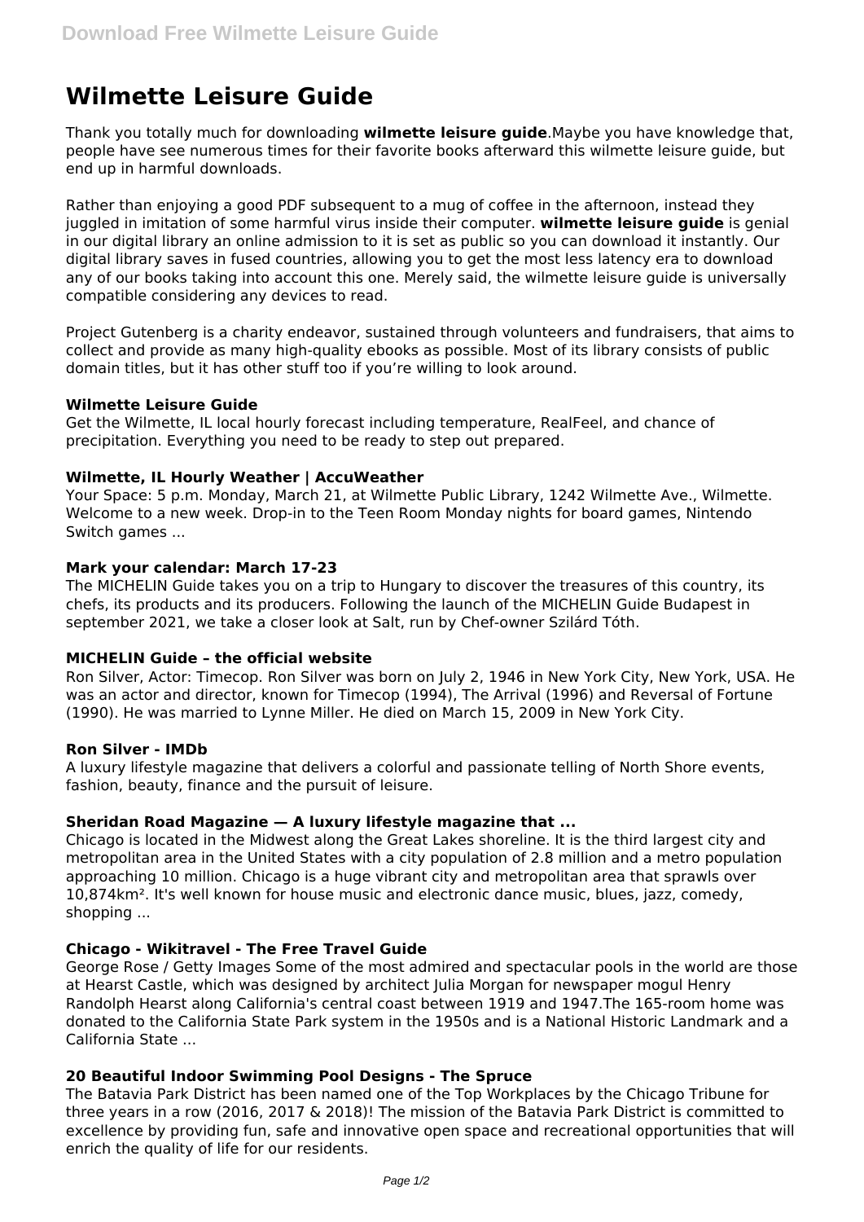# Wilmette Leisure Guide

Thank you totally much for downloading **wilmette leisure guide**.Maybe you have knowledge that, people have see numerous times for their favorite books afterward this wilmette leisure guide, but end up in harmful downloads.

Rather than enjoying a good PDF subsequent to a mug of coffee in the afternoon, instead they juggled in imitation of some harmful virus inside their computer. **wilmette leisure guide** is genial in our digital library an online admission to it is set as public so you can download it instantly. Our digital library saves in fused countries, allowing you to get the most less latency era to download any of our books taking into account this one. Merely said, the wilmette leisure guide is universally compatible considering any devices to read.

Project Gutenberg is a charity endeavor, sustained through volunteers and fundraisers, that aims to collect and provide as many high-quality ebooks as possible. Most of its library consists of public domain titles, but it has other stuff too if you're willing to look around.

### Wilmette Leisure Guide

Get the Wilmette, IL local hourly forecast including temperature, RealFeel, and chance of precipitation. Everything you need to be ready to step out prepared.

### Wilmette, IL Hourly Weather | AccuWeather

Your Space: 5 p.m. Monday, March 21, at Wilmette Public Library, 1242 Wilmette Ave., Wilmette. Welcome to a new week. Drop-in to the Teen Room Monday nights for board games, Nintendo Switch games ...

### Mark your calendar: March 17-23

The MICHELIN Guide takes you on a trip to Hungary to discover the treasures of this country, its chefs, its products and its producers. Following the launch of the MICHELIN Guide Budapest in september 2021, we take a closer look at Salt, run by Chef-owner Szilárd Tóth.

### MICHELIN Guide – the official website

Ron Silver, Actor: Timecop. Ron Silver was born on July 2, 1946 in New York City, New York, USA. He was an actor and director, known for Timecop (1994), The Arrival (1996) and Reversal of Fortune (1990). He was married to Lynne Miller. He died on March 15, 2009 in New York City.

### Ron Silver - IMDb

A luxury lifestyle magazine that delivers a colorful and passionate telling of North Shore events, fashion, beauty, finance and the pursuit of leisure.

### Sheridan Road Magazine — A luxury lifestyle magazine that ...

Chicago is located in the Midwest along the Great Lakes shoreline. It is the third largest city and metropolitan area in the United States with a city population of 2.8 million and a metro population approaching 10 million. Chicago is a huge vibrant city and metropolitan area that sprawls over 10,874km². It's well known for house music and electronic dance music, blues, jazz, comedy, shopping ...

### Chicago - Wikitravel - The Free Travel Guide

George Rose / Getty Images Some of the most admired and spectacular pools in the world are those at Hearst Castle, which was designed by architect Julia Morgan for newspaper mogul Henry Randolph Hearst along California's central coast between 1919 and 1947.The 165-room home was donated to the California State Park system in the 1950s and is a National Historic Landmark and a California State ...

### 20 Beautiful Indoor Swimming Pool Designs - The Spruce

The Batavia Park District has been named one of the Top Workplaces by the Chicago Tribune for three years in a row (2016, 2017 & 2018)! The mission of the Batavia Park District is committed to excellence by providing fun, safe and innovative open space and recreational opportunities that will enrich the quality of life for our residents.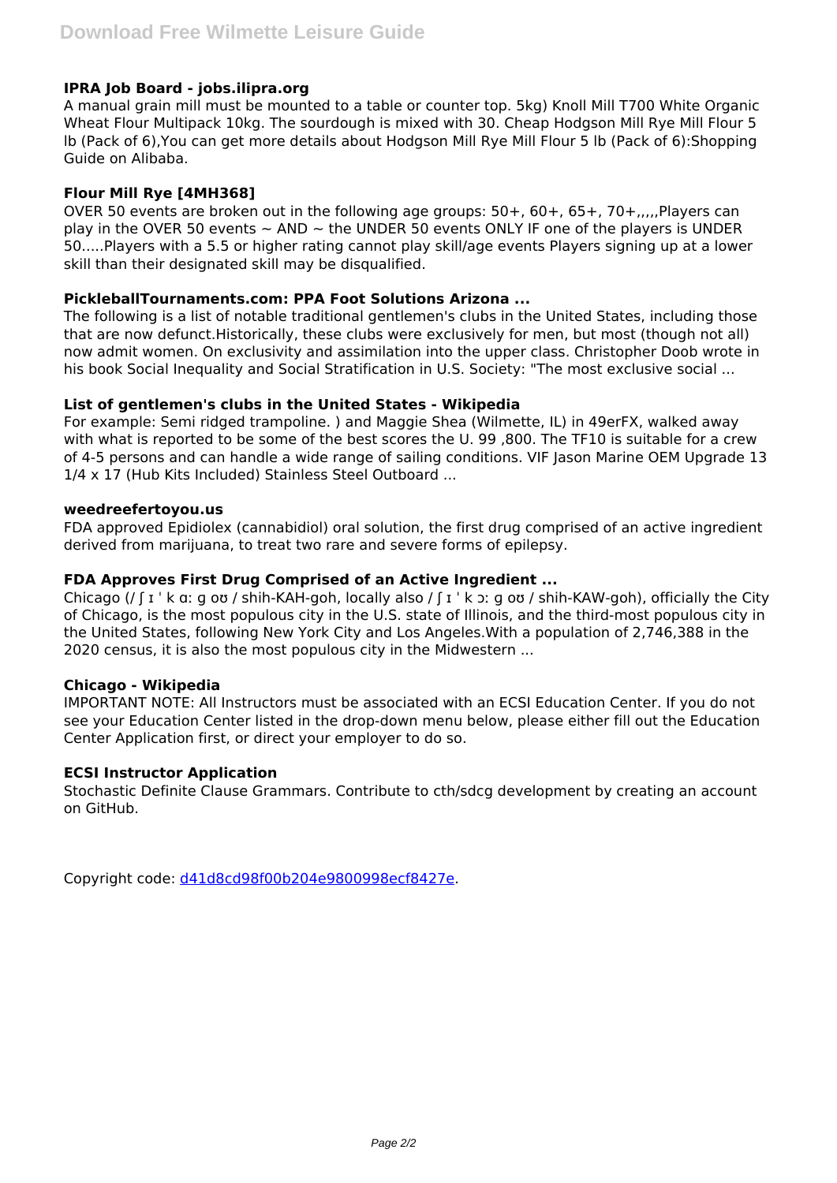### IPRA Job Board - jobs.ilipra.org

A manual grain mill must be mounted to a table or counter top. 5kg) Knoll Mill T700 White Organic Wheat Flour Multipack 10kg. The sourdough is mixed with 30. Cheap Hodgson Mill Rye Mill Flour 5 lb (Pack of 6),You can get more details about Hodgson Mill Rye Mill Flour 5 lb (Pack of 6):Shopping Guide on Alibaba.

### Flour Mill Rye [4MH368]

OVER 50 events are broken out in the following age groups: 50+, 60+, 65+, 70+,,,,,Players can play in the OVER 50 events ~ AND ~ the UNDER 50 events ONLY IF one of the players is UNDER 50.....Players with a 5.5 or higher rating cannot play skill/age events Players signing up at a lower skill than their designated skill may be disqualified.

### PickleballTournaments.com: PPA Foot Solutions Arizona ...

The following is a list of notable traditional gentlemen's clubs in the United States, including those that are now defunct.Historically, these clubs were exclusively for men, but most (though not all) now admit women. On exclusivity and assimilation into the upper class. Christopher Doob wrote in his book Social Inequality and Social Stratification in U.S. Society: "The most exclusive social ...

### List of gentlemen's clubs in the United States - Wikipedia

For example: Semi ridged trampoline. ) and Maggie Shea (Wilmette, IL) in 49erFX, walked away with what is reported to be some of the best scores the U. 99 ,800. The TF10 is suitable for a crew of 4-5 persons and can handle a wide range of sailing conditions. VIF Jason Marine OEM Upgrade 13 1/4 x 17 (Hub Kits Included) Stainless Steel Outboard ...

### weedreefertoyou.us

FDA approved Epidiolex (cannabidiol) oral solution, the first drug comprised of an active ingredient derived from marijuana, to treat two rare and severe forms of epilepsy.

### FDA Approves First Drug Comprised of an Active Ingredient ...

Chicago (/ ʃ ɪ ˈ k ɑː ɡ oʊ / shih-KAH-goh, locally also / ʃ ɪ ˈ k ɔː ɡ oʊ / shih-KAW-goh), officially the City of Chicago, is the most populous city in the U.S. state of Illinois, and the third-most populous city in the United States, following New York City and Los Angeles.With a population of 2,746,388 in the 2020 census, it is also the most populous city in the Midwestern ...

### Chicago - Wikipedia

IMPORTANT NOTE: All Instructors must be associated with an ECSI Education Center. If you do not see your Education Center listed in the drop-down menu below, please either fill out the Education Center Application first, or direct your employer to do so.

### ECSI Instructor Application

Stochastic Definite Clause Grammars. Contribute to cth/sdcg development by creating an account on GitHub.

Copyright code: d41d8cd98f00b204e9800998ecf8427e.